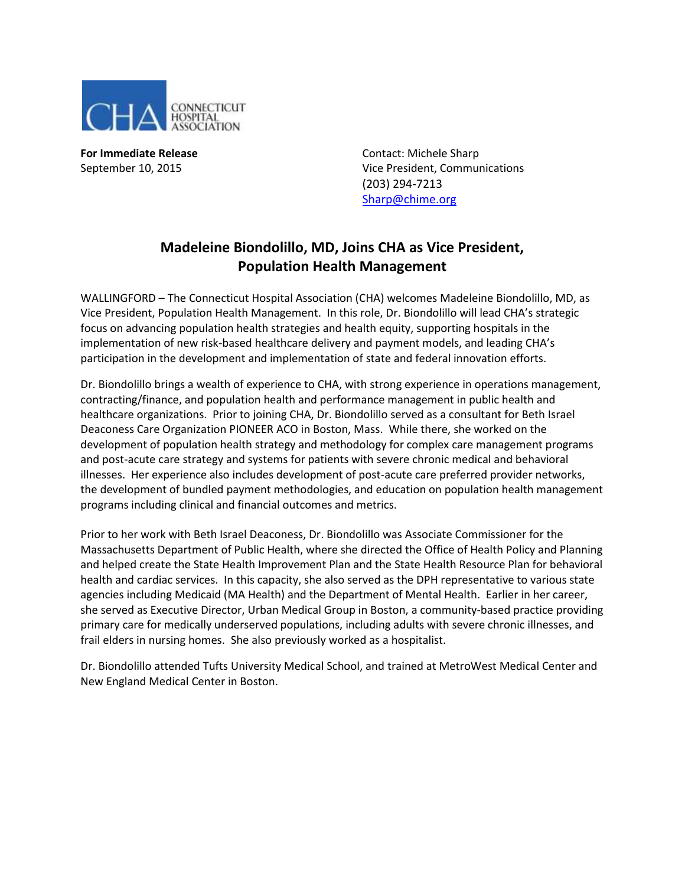CONNECTICUT HOSPITAL ASSOCIATION

**For Immediate Release**
September 10, 2015

Contact: Michele Sharp
Vice President, Communications
(203) 294-7213
Sharp@chime.org

## Madeleine Biondolillo, MD, Joins CHA as Vice President, Population Health Management

WALLINGFORD – The Connecticut Hospital Association (CHA) welcomes Madeleine Biondolillo, MD, as Vice President, Population Health Management. In this role, Dr. Biondolillo will lead CHA's strategic focus on advancing population health strategies and health equity, supporting hospitals in the implementation of new risk-based healthcare delivery and payment models, and leading CHA's participation in the development and implementation of state and federal innovation efforts.

Dr. Biondolillo brings a wealth of experience to CHA, with strong experience in operations management, contracting/finance, and population health and performance management in public health and healthcare organizations. Prior to joining CHA, Dr. Biondolillo served as a consultant for Beth Israel Deaconess Care Organization PIONEER ACO in Boston, Mass. While there, she worked on the development of population health strategy and methodology for complex care management programs and post-acute care strategy and systems for patients with severe chronic medical and behavioral illnesses. Her experience also includes development of post-acute care preferred provider networks, the development of bundled payment methodologies, and education on population health management programs including clinical and financial outcomes and metrics.

Prior to her work with Beth Israel Deaconess, Dr. Biondolillo was Associate Commissioner for the Massachusetts Department of Public Health, where she directed the Office of Health Policy and Planning and helped create the State Health Improvement Plan and the State Health Resource Plan for behavioral health and cardiac services. In this capacity, she also served as the DPH representative to various state agencies including Medicaid (MA Health) and the Department of Mental Health. Earlier in her career, she served as Executive Director, Urban Medical Group in Boston, a community-based practice providing primary care for medically underserved populations, including adults with severe chronic illnesses, and frail elders in nursing homes. She also previously worked as a hospitalist.

Dr. Biondolillo attended Tufts University Medical School, and trained at MetroWest Medical Center and New England Medical Center in Boston.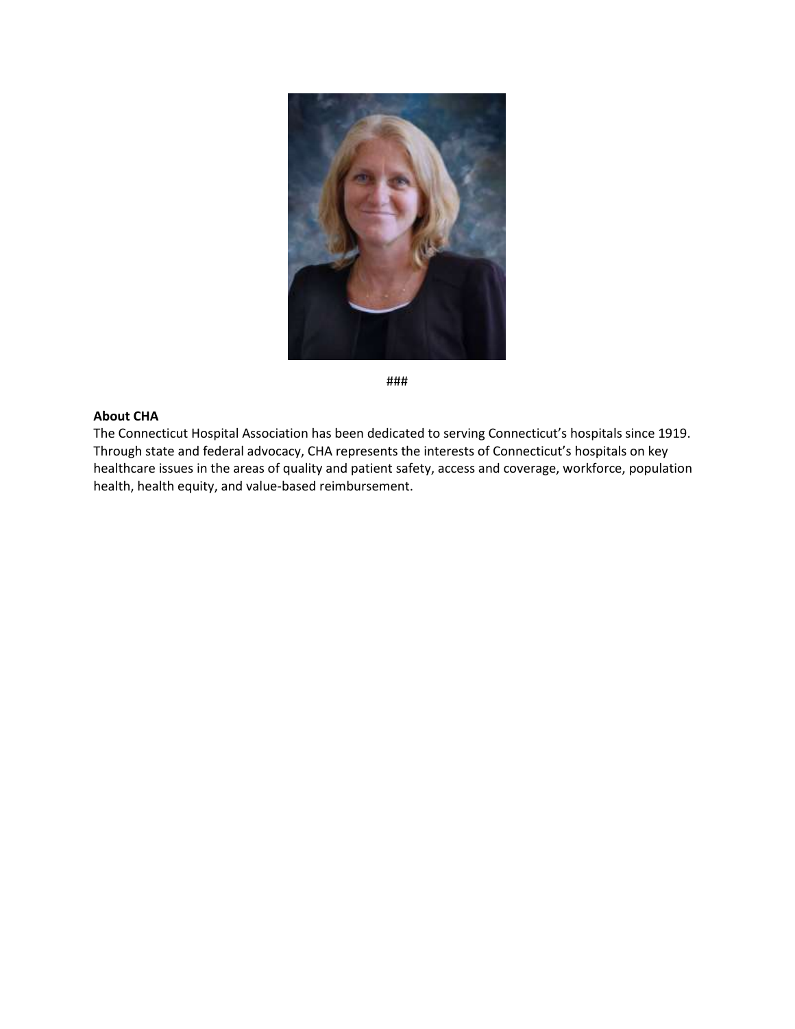###

**About CHA**

The Connecticut Hospital Association has been dedicated to serving Connecticut's hospitals since 1919. Through state and federal advocacy, CHA represents the interests of Connecticut's hospitals on key healthcare issues in the areas of quality and patient safety, access and coverage, workforce, population health, health equity, and value-based reimbursement.